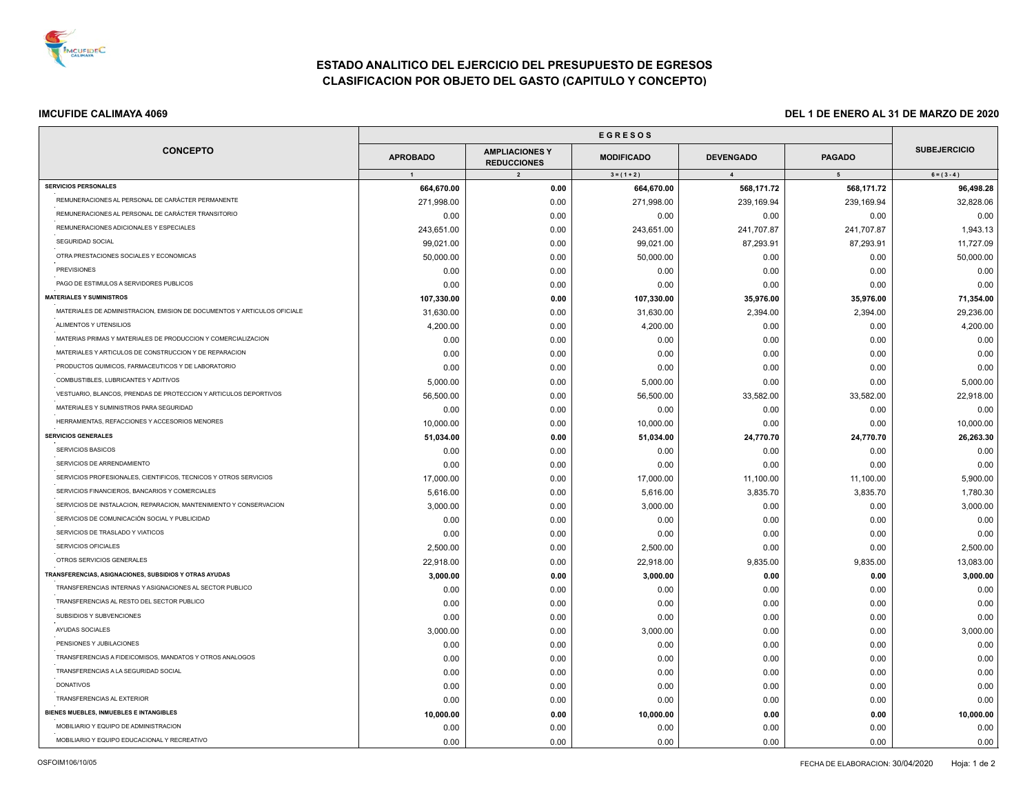# ESTADO ANALITICO DEL EJERCICIO DEL PRESUPUESTO DE EGRESOS
## CLASIFICACION POR OBJETO DEL GASTO (CAPITULO Y CONCEPTO)

**IMCUFIDE CALIMAYA 4069** | **DEL 1 DE ENERO AL 31 DE MARZO DE 2020**

| CONCEPTO | EGRESOS | | | | | SUBEJERCICIO |
|---|---|---|---|---|---|---|
| | APROBADO | AMPLIACIONES Y REDUCCIONES | MODIFICADO | DEVENGADO | PAGADO | |
| | 1 | 2 | 3 = ( 1 + 2 ) | 4 | 5 | 6 = ( 3 - 4 ) |
| **SERVICIOS PERSONALES** | **664,670.00** | **0.00** | **664,670.00** | **568,171.72** | **568,171.72** | **96,498.28** |
| REMUNERACIONES AL PERSONAL DE CARÁCTER PERMANENTE | 271,998.00 | 0.00 | 271,998.00 | 239,169.94 | 239,169.94 | 32,828.06 |
| REMUNERACIONES AL PERSONAL DE CARÁCTER TRANSITORIO | 0.00 | 0.00 | 0.00 | 0.00 | 0.00 | 0.00 |
| REMUNERACIONES ADICIONALES Y ESPECIALES | 243,651.00 | 0.00 | 243,651.00 | 241,707.87 | 241,707.87 | 1,943.13 |
| SEGURIDAD SOCIAL | 99,021.00 | 0.00 | 99,021.00 | 87,293.91 | 87,293.91 | 11,727.09 |
| OTRA PRESTACIONES SOCIALES Y ECONOMICAS | 50,000.00 | 0.00 | 50,000.00 | 0.00 | 0.00 | 50,000.00 |
| PREVISIONES | 0.00 | 0.00 | 0.00 | 0.00 | 0.00 | 0.00 |
| PAGO DE ESTIMULOS A SERVIDORES PUBLICOS | 0.00 | 0.00 | 0.00 | 0.00 | 0.00 | 0.00 |
| **MATERIALES Y SUMINISTROS** | **107,330.00** | **0.00** | **107,330.00** | **35,976.00** | **35,976.00** | **71,354.00** |
| MATERIALES DE ADMINISTRACION, EMISION DE DOCUMENTOS Y ARTICULOS OFICIALE | 31,630.00 | 0.00 | 31,630.00 | 2,394.00 | 2,394.00 | 29,236.00 |
| ALIMENTOS Y UTENSILIOS | 4,200.00 | 0.00 | 4,200.00 | 0.00 | 0.00 | 4,200.00 |
| MATERIAS PRIMAS Y MATERIALES DE PRODUCCION Y COMERCIALIZACION | 0.00 | 0.00 | 0.00 | 0.00 | 0.00 | 0.00 |
| MATERIALES Y ARTICULOS DE CONSTRUCCION Y DE REPARACION | 0.00 | 0.00 | 0.00 | 0.00 | 0.00 | 0.00 |
| PRODUCTOS QUIMICOS, FARMACEUTICOS Y DE LABORATORIO | 0.00 | 0.00 | 0.00 | 0.00 | 0.00 | 0.00 |
| COMBUSTIBLES, LUBRICANTES Y ADITIVOS | 5,000.00 | 0.00 | 5,000.00 | 0.00 | 0.00 | 5,000.00 |
| VESTUARIO, BLANCOS, PRENDAS DE PROTECCION Y ARTICULOS DEPORTIVOS | 56,500.00 | 0.00 | 56,500.00 | 33,582.00 | 33,582.00 | 22,918.00 |
| MATERIALES Y SUMINISTROS PARA SEGURIDAD | 0.00 | 0.00 | 0.00 | 0.00 | 0.00 | 0.00 |
| HERRAMIENTAS, REFACCIONES Y ACCESORIOS MENORES | 10,000.00 | 0.00 | 10,000.00 | 0.00 | 0.00 | 10,000.00 |
| **SERVICIOS GENERALES** | **51,034.00** | **0.00** | **51,034.00** | **24,770.70** | **24,770.70** | **26,263.30** |
| SERVICIOS BASICOS | 0.00 | 0.00 | 0.00 | 0.00 | 0.00 | 0.00 |
| SERVICIOS DE ARRENDAMIENTO | 0.00 | 0.00 | 0.00 | 0.00 | 0.00 | 0.00 |
| SERVICIOS PROFESIONALES, CIENTIFICOS, TECNICOS Y OTROS SERVICIOS | 17,000.00 | 0.00 | 17,000.00 | 11,100.00 | 11,100.00 | 5,900.00 |
| SERVICIOS FINANCIEROS, BANCARIOS Y COMERCIALES | 5,616.00 | 0.00 | 5,616.00 | 3,835.70 | 3,835.70 | 1,780.30 |
| SERVICIOS DE INSTALACION, REPARACION, MANTENIMIENTO Y CONSERVACION | 3,000.00 | 0.00 | 3,000.00 | 0.00 | 0.00 | 3,000.00 |
| SERVICIOS DE COMUNICACIÓN SOCIAL Y PUBLICIDAD | 0.00 | 0.00 | 0.00 | 0.00 | 0.00 | 0.00 |
| SERVICIOS DE TRASLADO Y VIATICOS | 0.00 | 0.00 | 0.00 | 0.00 | 0.00 | 0.00 |
| SERVICIOS OFICIALES | 2,500.00 | 0.00 | 2,500.00 | 0.00 | 0.00 | 2,500.00 |
| OTROS SERVICIOS GENERALES | 22,918.00 | 0.00 | 22,918.00 | 9,835.00 | 9,835.00 | 13,083.00 |
| **TRANSFERENCIAS, ASIGNACIONES, SUBSIDIOS Y OTRAS AYUDAS** | **3,000.00** | **0.00** | **3,000.00** | **0.00** | **0.00** | **3,000.00** |
| TRANSFERENCIAS INTERNAS Y ASIGNACIONES AL SECTOR PUBLICO | 0.00 | 0.00 | 0.00 | 0.00 | 0.00 | 0.00 |
| TRANSFERENCIAS AL RESTO DEL SECTOR PUBLICO | 0.00 | 0.00 | 0.00 | 0.00 | 0.00 | 0.00 |
| SUBSIDIOS Y SUBVENCIONES | 0.00 | 0.00 | 0.00 | 0.00 | 0.00 | 0.00 |
| AYUDAS SOCIALES | 3,000.00 | 0.00 | 3,000.00 | 0.00 | 0.00 | 3,000.00 |
| PENSIONES Y JUBILACIONES | 0.00 | 0.00 | 0.00 | 0.00 | 0.00 | 0.00 |
| TRANSFERENCIAS A FIDEICOMISOS, MANDATOS Y OTROS ANALOGOS | 0.00 | 0.00 | 0.00 | 0.00 | 0.00 | 0.00 |
| TRANSFERENCIAS A LA SEGURIDAD SOCIAL | 0.00 | 0.00 | 0.00 | 0.00 | 0.00 | 0.00 |
| DONATIVOS | 0.00 | 0.00 | 0.00 | 0.00 | 0.00 | 0.00 |
| TRANSFERENCIAS AL EXTERIOR | 0.00 | 0.00 | 0.00 | 0.00 | 0.00 | 0.00 |
| **BIENES MUEBLES, INMUEBLES E INTANGIBLES** | **10,000.00** | **0.00** | **10,000.00** | **0.00** | **0.00** | **10,000.00** |
| MOBILIARIO Y EQUIPO DE ADMINISTRACION | 0.00 | 0.00 | 0.00 | 0.00 | 0.00 | 0.00 |
| MOBILIARIO Y EQUIPO EDUCACIONAL Y RECREATIVO | 0.00 | 0.00 | 0.00 | 0.00 | 0.00 | 0.00 |

OSFOIM106/10/05

FECHA DE ELABORACION: 30/04/2020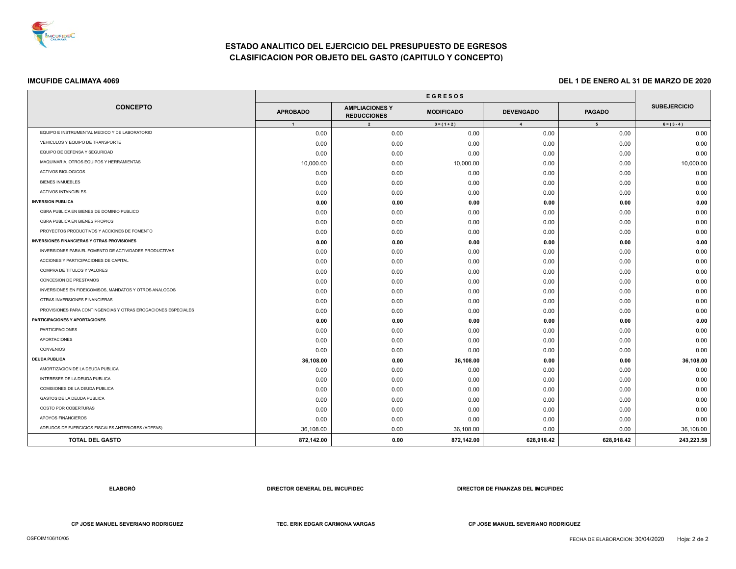# ESTADO ANALITICO DEL EJERCICIO DEL PRESUPUESTO DE EGRESOS
## CLASIFICACION POR OBJETO DEL GASTO (CAPITULO Y CONCEPTO)

**IMCUFIDE CALIMAYA 4069**

**DEL 1 DE ENERO AL 31 DE MARZO DE 2020**

| CONCEPTO | EGRESOS | | | | | SUBEJERCICIO |
|---|---|---|---|---|---|---|
| | APROBADO | AMPLIACIONES Y REDUCCIONES | MODIFICADO | DEVENGADO | PAGADO | |
| | 1 | 2 | 3 = ( 1 + 2 ) | 4 | 5 | 6 = ( 3 - 4 ) |
| EQUIPO E INSTRUMENTAL MEDICO Y DE LABORATORIO | 0.00 | 0.00 | 0.00 | 0.00 | 0.00 | 0.00 |
| VEHICULOS Y EQUIPO DE TRANSPORTE | 0.00 | 0.00 | 0.00 | 0.00 | 0.00 | 0.00 |
| EQUIPO DE DEFENSA Y SEGURIDAD | 0.00 | 0.00 | 0.00 | 0.00 | 0.00 | 0.00 |
| MAQUINARIA, OTROS EQUIPOS Y HERRAMIENTAS | 10,000.00 | 0.00 | 10,000.00 | 0.00 | 0.00 | 10,000.00 |
| ACTIVOS BIOLOGICOS | 0.00 | 0.00 | 0.00 | 0.00 | 0.00 | 0.00 |
| BIENES INMUEBLES | 0.00 | 0.00 | 0.00 | 0.00 | 0.00 | 0.00 |
| ACTIVOS INTANGIBLES | 0.00 | 0.00 | 0.00 | 0.00 | 0.00 | 0.00 |
| **INVERSION PUBLICA** | **0.00** | **0.00** | **0.00** | **0.00** | **0.00** | **0.00** |
| OBRA PUBLICA EN BIENES DE DOMINIO PUBLICO | 0.00 | 0.00 | 0.00 | 0.00 | 0.00 | 0.00 |
| OBRA PUBLICA EN BIENES PROPIOS | 0.00 | 0.00 | 0.00 | 0.00 | 0.00 | 0.00 |
| PROYECTOS PRODUCTIVOS Y ACCIONES DE FOMENTO | 0.00 | 0.00 | 0.00 | 0.00 | 0.00 | 0.00 |
| **INVERSIONES FINANCIERAS Y OTRAS PROVISIONES** | **0.00** | **0.00** | **0.00** | **0.00** | **0.00** | **0.00** |
| INVERSIONES PARA EL FOMENTO DE ACTIVIDADES PRODUCTIVAS | 0.00 | 0.00 | 0.00 | 0.00 | 0.00 | 0.00 |
| ACCIONES Y PARTICIPACIONES DE CAPITAL | 0.00 | 0.00 | 0.00 | 0.00 | 0.00 | 0.00 |
| COMPRA DE TITULOS Y VALORES | 0.00 | 0.00 | 0.00 | 0.00 | 0.00 | 0.00 |
| CONCESION DE PRESTAMOS | 0.00 | 0.00 | 0.00 | 0.00 | 0.00 | 0.00 |
| INVERSIONES EN FIDEICOMISOS, MANDATOS Y OTROS ANALOGOS | 0.00 | 0.00 | 0.00 | 0.00 | 0.00 | 0.00 |
| OTRAS INVERSIONES FINANCIERAS | 0.00 | 0.00 | 0.00 | 0.00 | 0.00 | 0.00 |
| PROVISIONES PARA CONTINGENCIAS Y OTRAS EROGACIONES ESPECIALES | 0.00 | 0.00 | 0.00 | 0.00 | 0.00 | 0.00 |
| **PARTICIPACIONES Y APORTACIONES** | **0.00** | **0.00** | **0.00** | **0.00** | **0.00** | **0.00** |
| PARTICIPACIONES | 0.00 | 0.00 | 0.00 | 0.00 | 0.00 | 0.00 |
| APORTACIONES | 0.00 | 0.00 | 0.00 | 0.00 | 0.00 | 0.00 |
| CONVENIOS | 0.00 | 0.00 | 0.00 | 0.00 | 0.00 | 0.00 |
| **DEUDA PUBLICA** | **36,108.00** | **0.00** | **36,108.00** | **0.00** | **0.00** | **36,108.00** |
| AMORTIZACION DE LA DEUDA PUBLICA | 0.00 | 0.00 | 0.00 | 0.00 | 0.00 | 0.00 |
| INTERESES DE LA DEUDA PUBLICA | 0.00 | 0.00 | 0.00 | 0.00 | 0.00 | 0.00 |
| COMISIONES DE LA DEUDA PUBLICA | 0.00 | 0.00 | 0.00 | 0.00 | 0.00 | 0.00 |
| GASTOS DE LA DEUDA PUBLICA | 0.00 | 0.00 | 0.00 | 0.00 | 0.00 | 0.00 |
| COSTO POR COBERTURAS | 0.00 | 0.00 | 0.00 | 0.00 | 0.00 | 0.00 |
| APOYOS FINANCIEROS | 0.00 | 0.00 | 0.00 | 0.00 | 0.00 | 0.00 |
| ADEUDOS DE EJERCICIOS FISCALES ANTERIORES (ADEFAS) | 36,108.00 | 0.00 | 36,108.00 | 0.00 | 0.00 | 36,108.00 |
| **TOTAL DEL GASTO** | **872,142.00** | **0.00** | **872,142.00** | **628,918.42** | **628,918.42** | **243,223.58** |

**ELABORÒ** — **CP JOSE MANUEL SEVERIANO RODRIGUEZ**

**DIRECTOR GENERAL DEL IMCUFIDEC** — **TEC. ERIK EDGAR CARMONA VARGAS**

**DIRECTOR DE FINANZAS DEL IMCUFIDEC** — **CP JOSE MANUEL SEVERIANO RODRIGUEZ**

OSFOIM106/10/05

FECHA DE ELABORACION: 30/04/2020